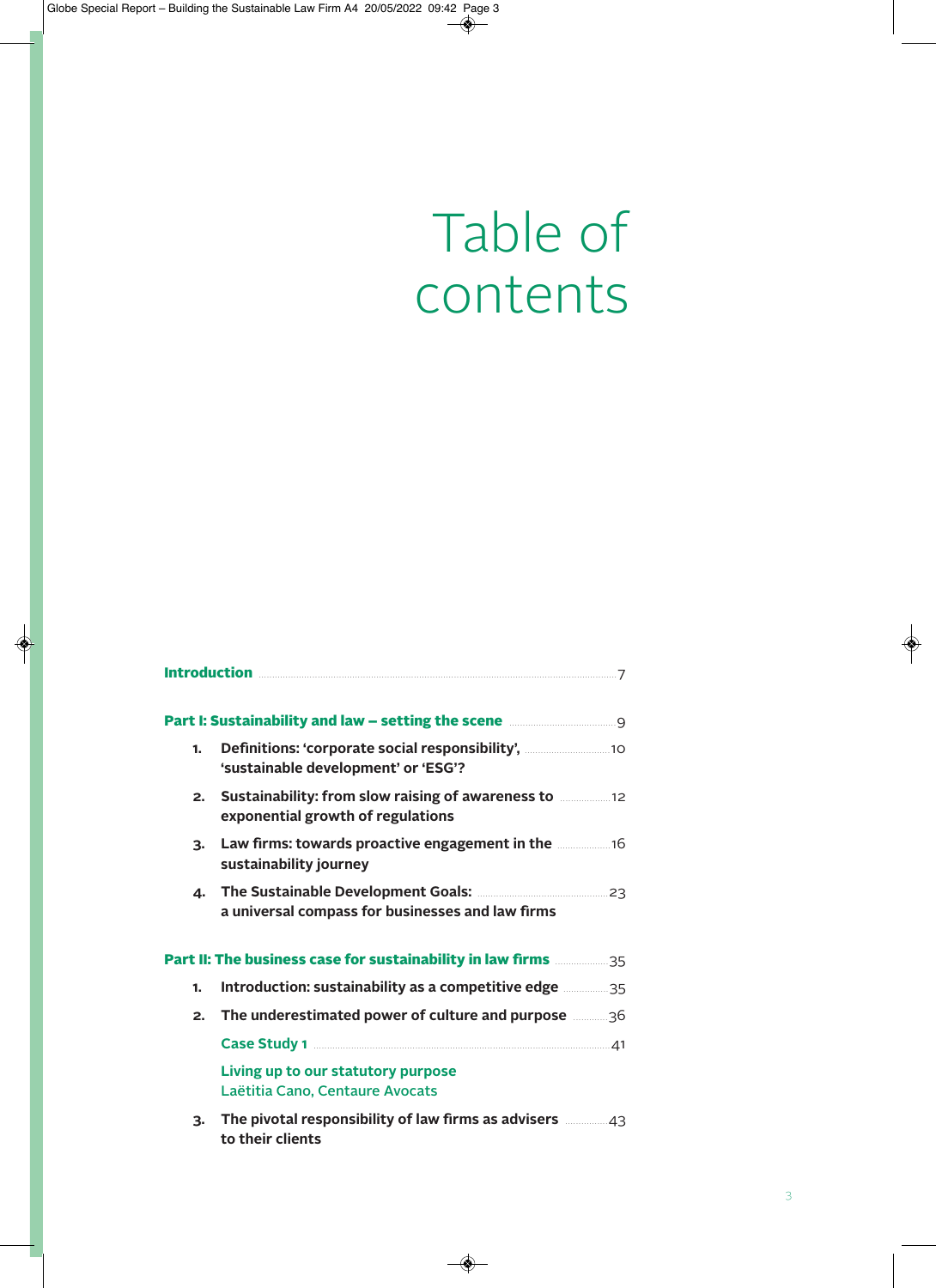# Table of contents

**Introduction** ........ 7

**Part I: Sustainability and law – setting the scene** ........ 9

1. **Definitions: 'corporate social responsibility', 'sustainable development' or 'ESG'?** ........ 10
2. **Sustainability: from slow raising of awareness to exponential growth of regulations** ........ 12
3. **Law firms: towards proactive engagement in the sustainability journey** ........ 16
4. **The Sustainable Development Goals: a universal compass for businesses and law firms** ........ 23

**Part II: The business case for sustainability in law firms** ........ 35

1. **Introduction: sustainability as a competitive edge** ........ 35
2. **The underestimated power of culture and purpose** ........ 36

   **Case Study 1** ........ 41

   **Living up to our statutory purpose**
   Laëtitia Cano, Centaure Avocats

3. **The pivotal responsibility of law firms as advisers to their clients** ........ 43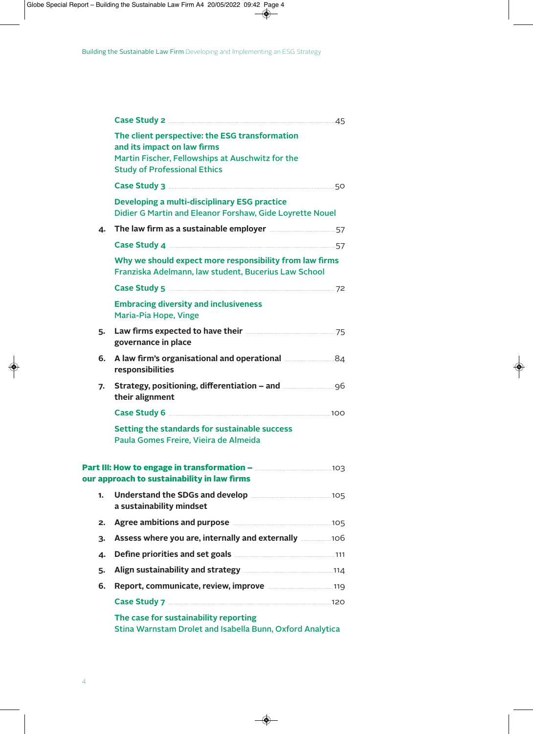Case Study 2 ........ 45

**The client perspective: the ESG transformation and its impact on law firms**
Martin Fischer, Fellowships at Auschwitz for the Study of Professional Ethics

Case Study 3 ........ 50

**Developing a multi-disciplinary ESG practice**
Didier G Martin and Eleanor Forshaw, Gide Loyrette Nouel

4. **The law firm as a sustainable employer** ........ 57

Case Study 4 ........ 57

**Why we should expect more responsibility from law firms**
Franziska Adelmann, law student, Bucerius Law School

Case Study 5 ........ 72

**Embracing diversity and inclusiveness**
Maria-Pia Hope, Vinge

5. **Law firms expected to have their governance in place** ........ 75

6. **A law firm's organisational and operational responsibilities** ........ 84

7. **Strategy, positioning, differentiation – and their alignment** ........ 96

Case Study 6 ........ 100

**Setting the standards for sustainable success**
Paula Gomes Freire, Vieira de Almeida

**Part III: How to engage in transformation – our approach to sustainability in law firms** ........ 103

1. **Understand the SDGs and develop a sustainability mindset** ........ 105
2. **Agree ambitions and purpose** ........ 105
3. **Assess where you are, internally and externally** ........ 106
4. **Define priorities and set goals** ........ 111
5. **Align sustainability and strategy** ........ 114
6. **Report, communicate, review, improve** ........ 119

Case Study 7 ........ 120

**The case for sustainability reporting**
Stina Warnstam Drolet and Isabella Bunn, Oxford Analytica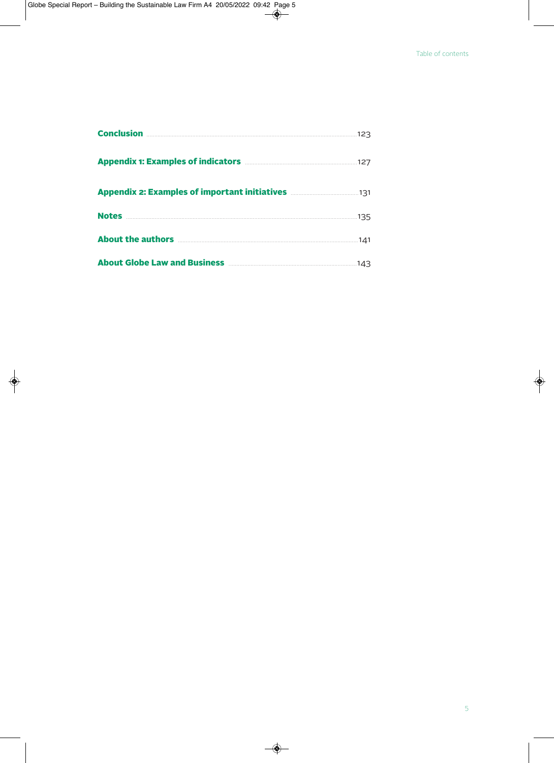| | |
|---|---|
| **Conclusion** | 123 |
| **Appendix 1: Examples of indicators** | 127 |
| **Appendix 2: Examples of important initiatives** | 131 |
| **Notes** | 135 |
| **About the authors** | 141 |
| **About Globe Law and Business** | 143 |